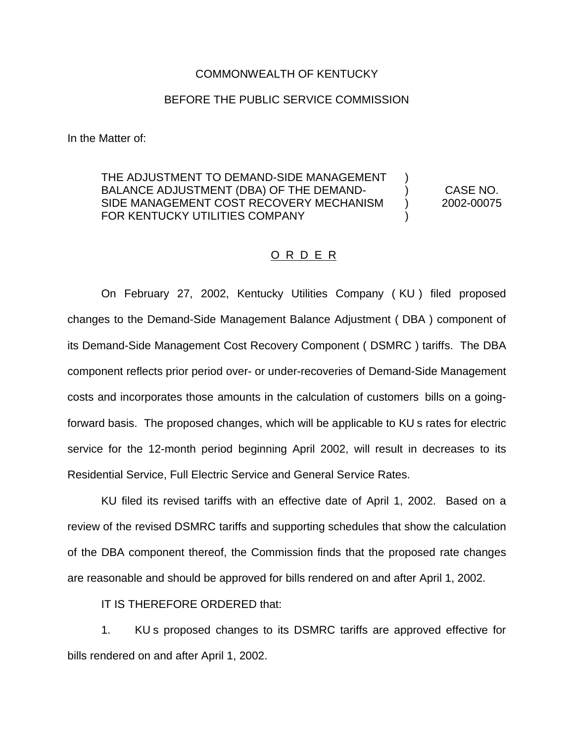COMMONWEALTH OF KENTUCKY

BEFORE THE PUBLIC SERVICE COMMISSION

In the Matter of:

| | | |
|---|---|---|
| THE ADJUSTMENT TO DEMAND-SIDE MANAGEMENT BALANCE ADJUSTMENT (DBA) OF THE DEMAND-SIDE MANAGEMENT COST RECOVERY MECHANISM FOR KENTUCKY UTILITIES COMPANY | ) ) ) ) | CASE NO. 2002-00075 |

## O R D E R

On February 27, 2002, Kentucky Utilities Company ( KU ) filed proposed changes to the Demand-Side Management Balance Adjustment ( DBA ) component of its Demand-Side Management Cost Recovery Component ( DSMRC ) tariffs. The DBA component reflects prior period over- or under-recoveries of Demand-Side Management costs and incorporates those amounts in the calculation of customers bills on a going-forward basis. The proposed changes, which will be applicable to KU s rates for electric service for the 12-month period beginning April 2002, will result in decreases to its Residential Service, Full Electric Service and General Service Rates.

KU filed its revised tariffs with an effective date of April 1, 2002. Based on a review of the revised DSMRC tariffs and supporting schedules that show the calculation of the DBA component thereof, the Commission finds that the proposed rate changes are reasonable and should be approved for bills rendered on and after April 1, 2002.

IT IS THEREFORE ORDERED that:

1. KU s proposed changes to its DSMRC tariffs are approved effective for bills rendered on and after April 1, 2002.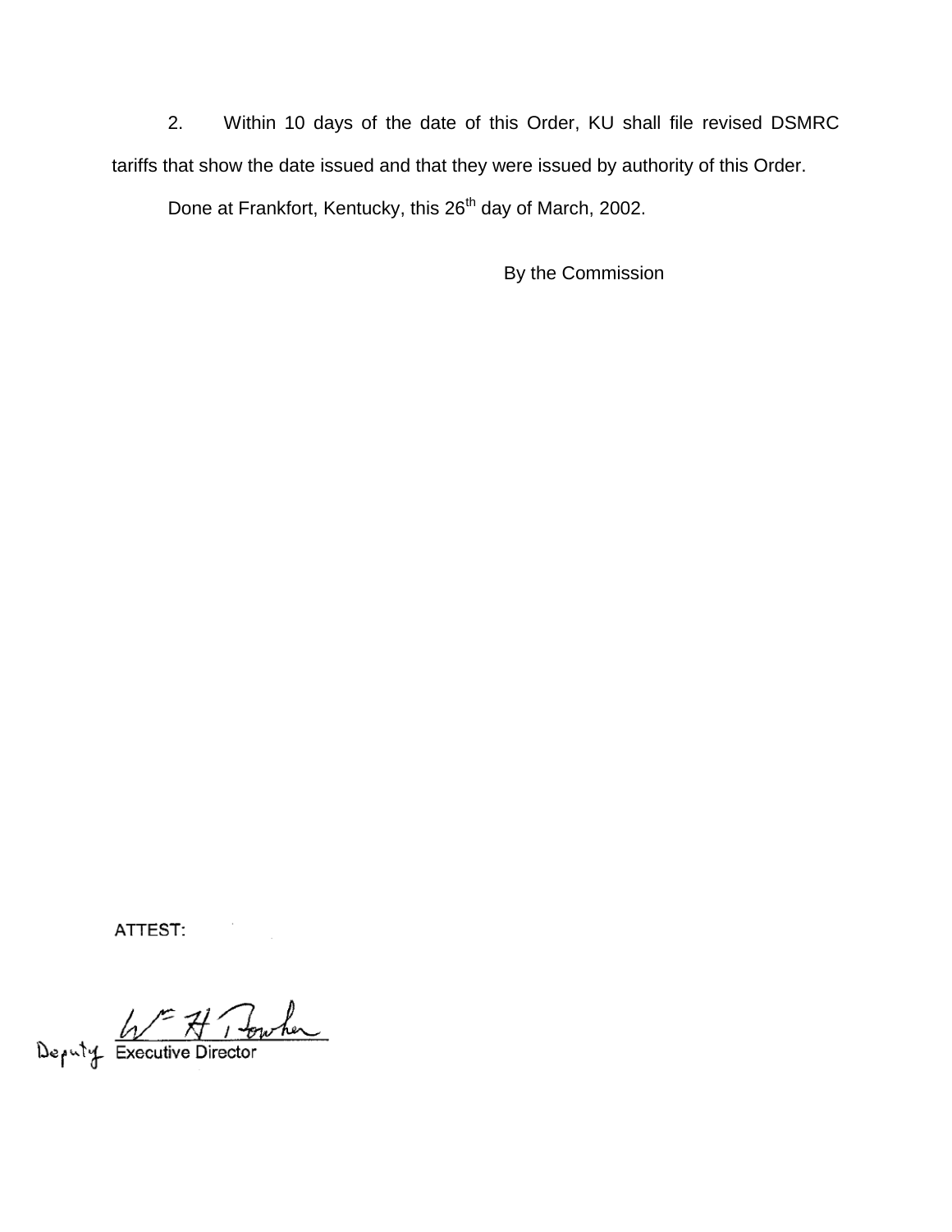2. Within 10 days of the date of this Order, KU shall file revised DSMRC tariffs that show the date issued and that they were issued by authority of this Order.

Done at Frankfort, Kentucky, this 26th day of March, 2002.

By the Commission

ATTEST:

Deputy Executive Director